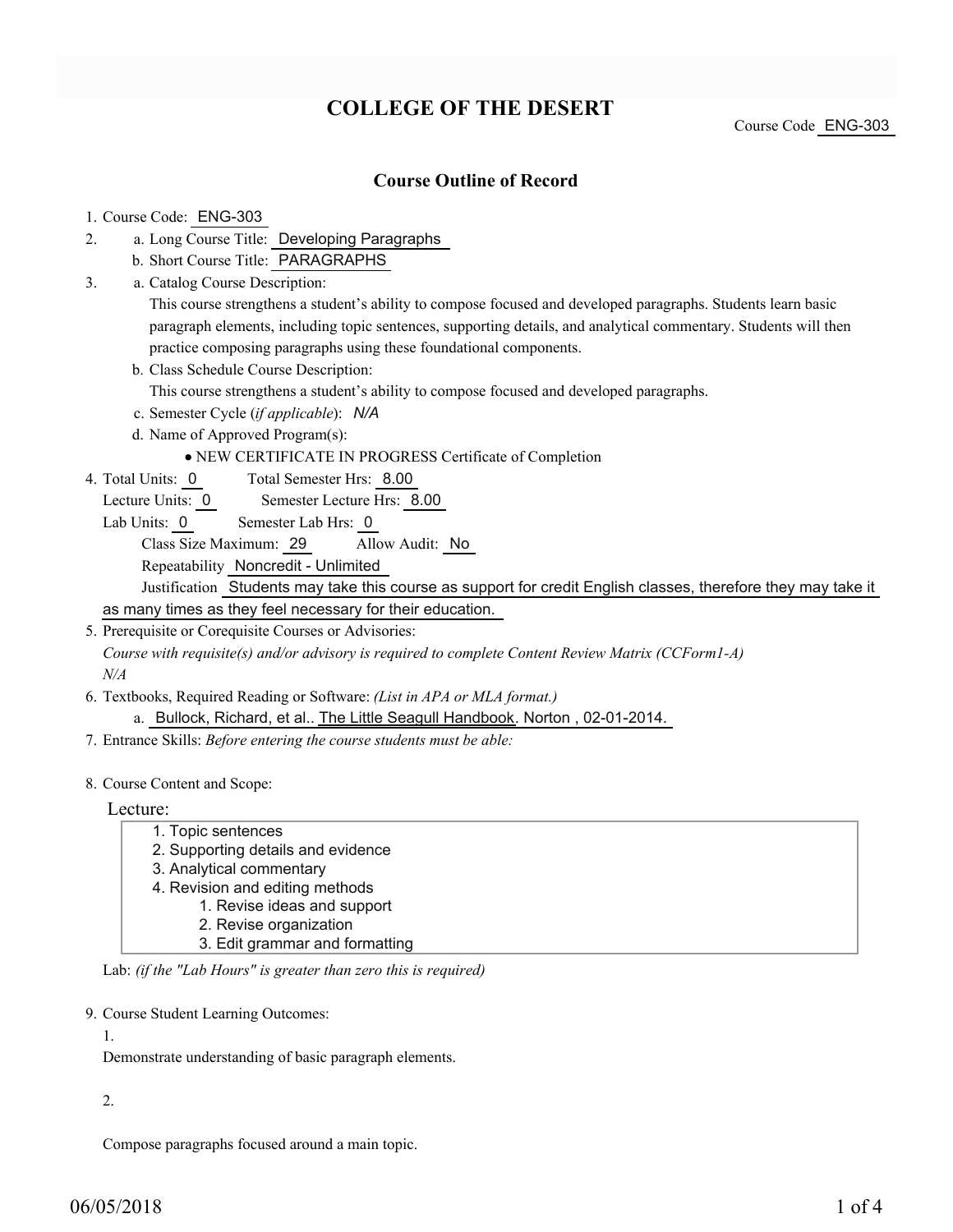# COLLEGE OF THE DESERT

Course Code ENG-303

## Course Outline of Record

1. Course Code: ENG-303
2. a. Long Course Title: Developing Paragraphs
   b. Short Course Title: PARAGRAPHS
3. a. Catalog Course Description:
   This course strengthens a student's ability to compose focused and developed paragraphs. Students learn basic paragraph elements, including topic sentences, supporting details, and analytical commentary. Students will then practice composing paragraphs using these foundational components.
   b. Class Schedule Course Description:
   This course strengthens a student's ability to compose focused and developed paragraphs.
   c. Semester Cycle (*if applicable*): *N/A*
   d. Name of Approved Program(s):
      - NEW CERTIFICATE IN PROGRESS Certificate of Completion
4. Total Units: 0    Total Semester Hrs: 8.00
   Lecture Units: 0    Semester Lecture Hrs: 8.00
   Lab Units: 0    Semester Lab Hrs: 0
   Class Size Maximum: 29    Allow Audit: No
   Repeatability Noncredit - Unlimited
   Justification Students may take this course as support for credit English classes, therefore they may take it as many times as they feel necessary for their education.
5. Prerequisite or Corequisite Courses or Advisories:
   *Course with requisite(s) and/or advisory is required to complete Content Review Matrix (CCForm1-A)*
   *N/A*
6. Textbooks, Required Reading or Software: *(List in APA or MLA format.)*
   a. Bullock, Richard, et al.. The Little Seagull Handbook. Norton , 02-01-2014.
7. Entrance Skills: *Before entering the course students must be able:*
8. Course Content and Scope:

Lecture:

1. Topic sentences
2. Supporting details and evidence
3. Analytical commentary
4. Revision and editing methods
   1. Revise ideas and support
   2. Revise organization
   3. Edit grammar and formatting

Lab: *(if the "Lab Hours" is greater than zero this is required)*

9. Course Student Learning Outcomes:

1.

Demonstrate understanding of basic paragraph elements.

2.

Compose paragraphs focused around a main topic.

06/05/2018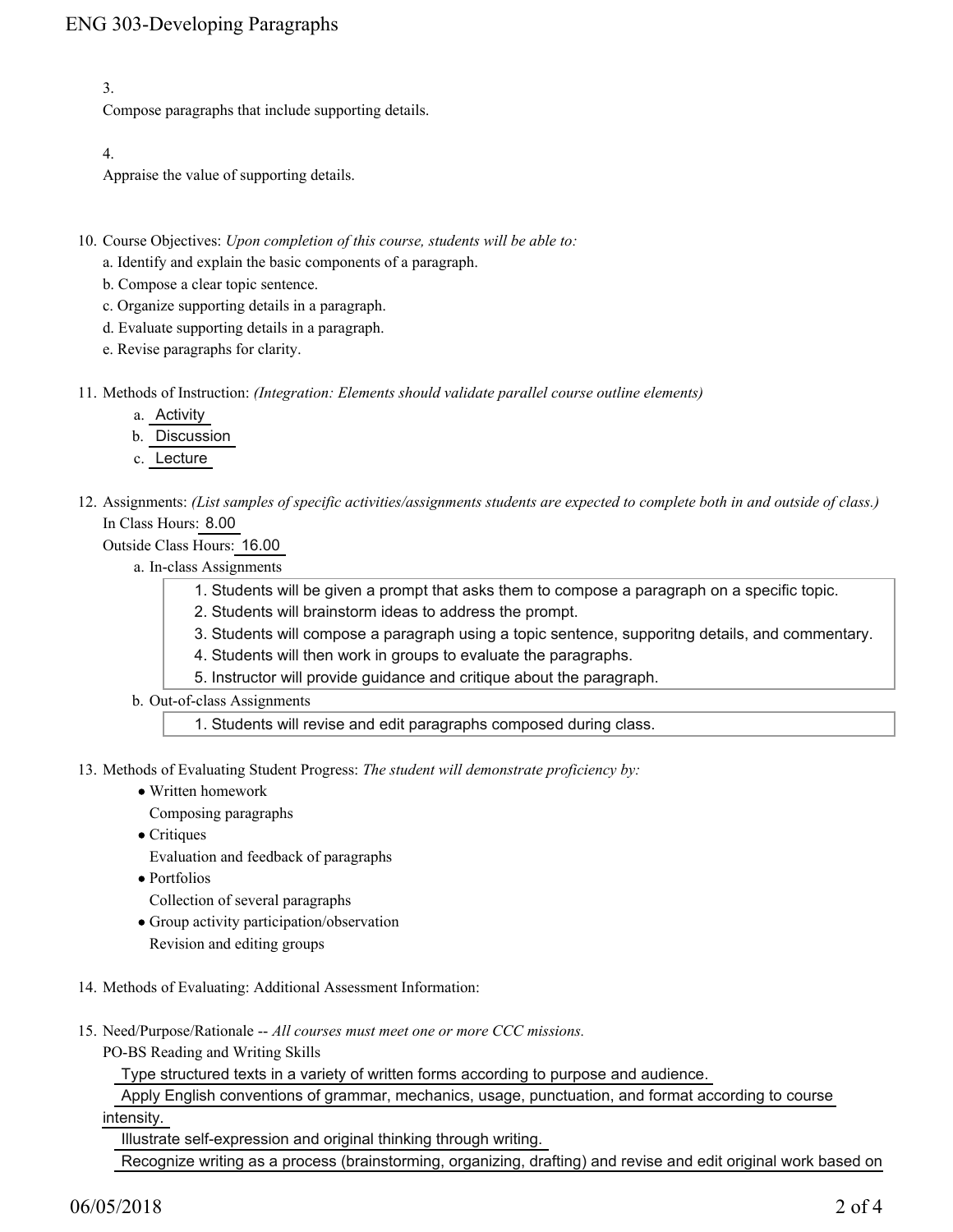3.
Compose paragraphs that include supporting details.

4.
Appraise the value of supporting details.

10. Course Objectives: *Upon completion of this course, students will be able to:*
    a. Identify and explain the basic components of a paragraph.
    b. Compose a clear topic sentence.
    c. Organize supporting details in a paragraph.
    d. Evaluate supporting details in a paragraph.
    e. Revise paragraphs for clarity.

11. Methods of Instruction: *(Integration: Elements should validate parallel course outline elements)*
    a. Activity
    b. Discussion
    c. Lecture

12. Assignments: *(List samples of specific activities/assignments students are expected to complete both in and outside of class.)*
    In Class Hours: 8.00
    Outside Class Hours: 16.00
    a. In-class Assignments
       1. Students will be given a prompt that asks them to compose a paragraph on a specific topic.
       2. Students will brainstorm ideas to address the prompt.
       3. Students will compose a paragraph using a topic sentence, supporitng details, and commentary.
       4. Students will then work in groups to evaluate the paragraphs.
       5. Instructor will provide guidance and critique about the paragraph.
    b. Out-of-class Assignments
       1. Students will revise and edit paragraphs composed during class.

13. Methods of Evaluating Student Progress: *The student will demonstrate proficiency by:*
    - Written homework
      Composing paragraphs
    - Critiques
      Evaluation and feedback of paragraphs
    - Portfolios
      Collection of several paragraphs
    - Group activity participation/observation
      Revision and editing groups

14. Methods of Evaluating: Additional Assessment Information:

15. Need/Purpose/Rationale -- *All courses must meet one or more CCC missions.*
    PO-BS Reading and Writing Skills
    Type structured texts in a variety of written forms according to purpose and audience.
    Apply English conventions of grammar, mechanics, usage, punctuation, and format according to course intensity.
    Illustrate self-expression and original thinking through writing.
    Recognize writing as a process (brainstorming, organizing, drafting) and revise and edit original work based on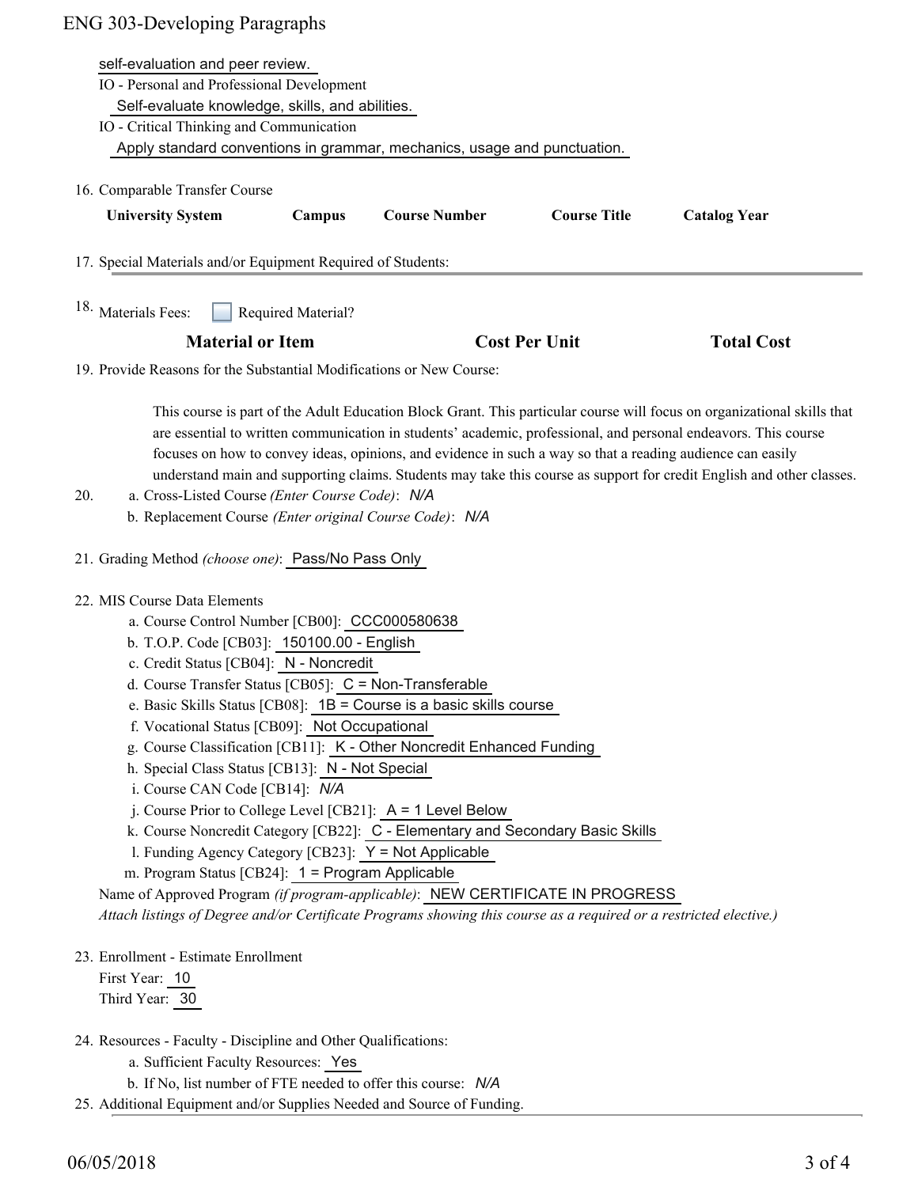self-evaluation and peer review.

IO - Personal and Professional Development

Self-evaluate knowledge, skills, and abilities.

IO - Critical Thinking and Communication

Apply standard conventions in grammar, mechanics, usage and punctuation.

16. Comparable Transfer Course

| University System | Campus | Course Number | Course Title | Catalog Year |
| --- | --- | --- | --- | --- |

17. Special Materials and/or Equipment Required of Students:

18. Materials Fees: ☐ Required Material?

| Material or Item | Cost Per Unit | Total Cost |
| --- | --- | --- |

19. Provide Reasons for the Substantial Modifications or New Course:

This course is part of the Adult Education Block Grant. This particular course will focus on organizational skills that are essential to written communication in students' academic, professional, and personal endeavors. This course focuses on how to convey ideas, opinions, and evidence in such a way so that a reading audience can easily understand main and supporting claims. Students may take this course as support for credit English and other classes.

20. a. Cross-Listed Course *(Enter Course Code)*: *N/A*
    b. Replacement Course *(Enter original Course Code)*: *N/A*

21. Grading Method *(choose one)*: Pass/No Pass Only

22. MIS Course Data Elements
    a. Course Control Number [CB00]: CCC000580638
    b. T.O.P. Code [CB03]: 150100.00 - English
    c. Credit Status [CB04]: N - Noncredit
    d. Course Transfer Status [CB05]: C = Non-Transferable
    e. Basic Skills Status [CB08]: 1B = Course is a basic skills course
    f. Vocational Status [CB09]: Not Occupational
    g. Course Classification [CB11]: K - Other Noncredit Enhanced Funding
    h. Special Class Status [CB13]: N - Not Special
    i. Course CAN Code [CB14]: *N/A*
    j. Course Prior to College Level [CB21]: A = 1 Level Below
    k. Course Noncredit Category [CB22]: C - Elementary and Secondary Basic Skills
    l. Funding Agency Category [CB23]: Y = Not Applicable
    m. Program Status [CB24]: 1 = Program Applicable

    Name of Approved Program *(if program-applicable)*: NEW CERTIFICATE IN PROGRESS

    *Attach listings of Degree and/or Certificate Programs showing this course as a required or a restricted elective.)*

23. Enrollment - Estimate Enrollment

    First Year: 10

    Third Year: 30

24. Resources - Faculty - Discipline and Other Qualifications:
    a. Sufficient Faculty Resources: Yes
    b. If No, list number of FTE needed to offer this course: *N/A*

25. Additional Equipment and/or Supplies Needed and Source of Funding.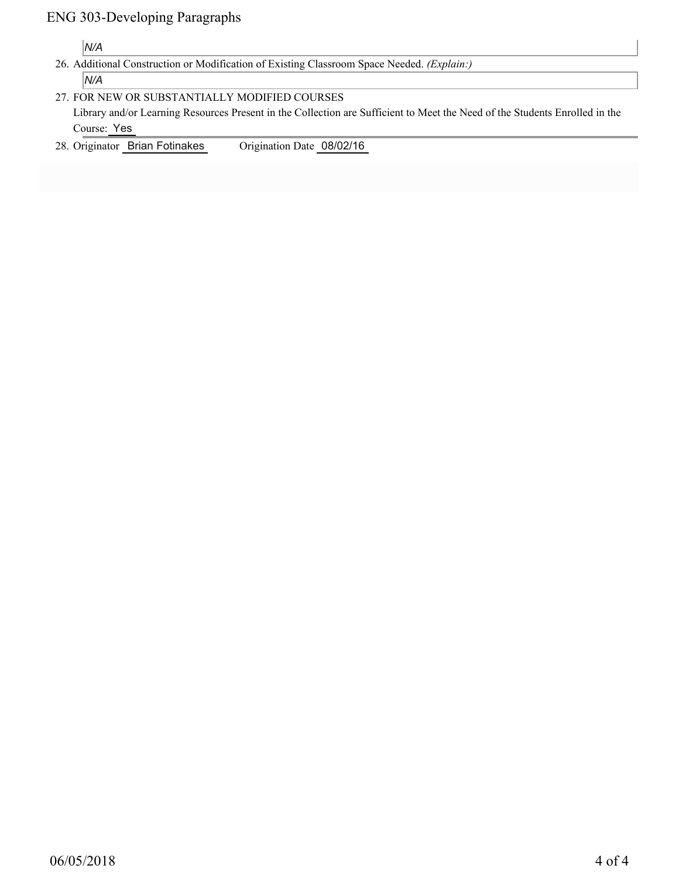*N/A*

26. Additional Construction or Modification of Existing Classroom Space Needed. *(Explain:)*

    *N/A*

27. FOR NEW OR SUBSTANTIALLY MODIFIED COURSES

    Library and/or Learning Resources Present in the Collection are Sufficient to Meet the Need of the Students Enrolled in the Course: Yes

28. Originator Brian Fotinakes Origination Date 08/02/16